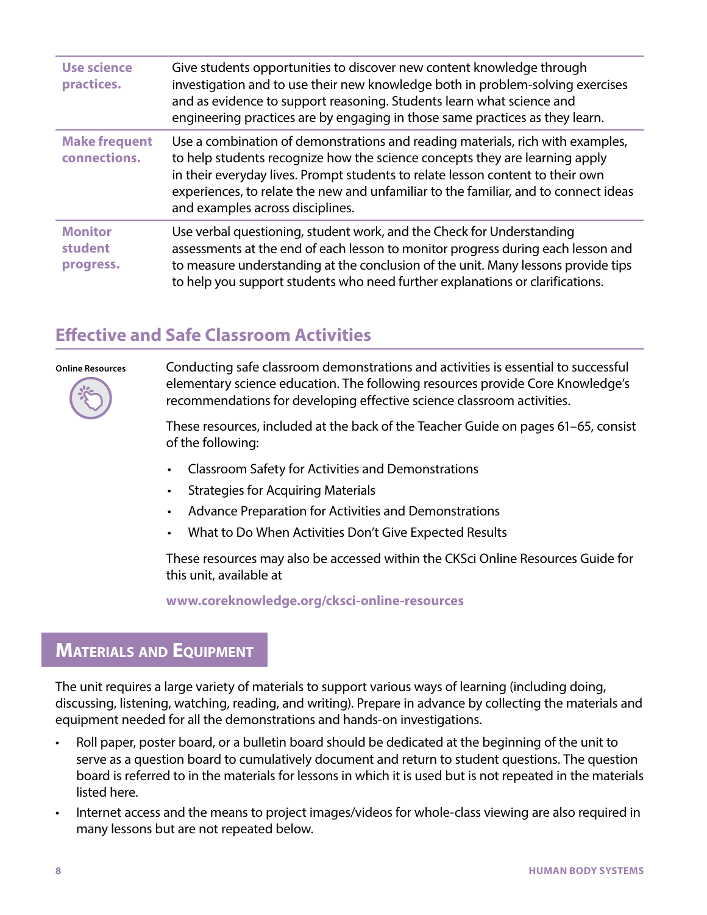| | |
|---|---|
| **Use science practices.** | Give students opportunities to discover new content knowledge through investigation and to use their new knowledge both in problem-solving exercises and as evidence to support reasoning. Students learn what science and engineering practices are by engaging in those same practices as they learn. |
| **Make frequent connections.** | Use a combination of demonstrations and reading materials, rich with examples, to help students recognize how the science concepts they are learning apply in their everyday lives. Prompt students to relate lesson content to their own experiences, to relate the new and unfamiliar to the familiar, and to connect ideas and examples across disciplines. |
| **Monitor student progress.** | Use verbal questioning, student work, and the Check for Understanding assessments at the end of each lesson to monitor progress during each lesson and to measure understanding at the conclusion of the unit. Many lessons provide tips to help you support students who need further explanations or clarifications. |

## Effective and Safe Classroom Activities

**Online Resources**

Conducting safe classroom demonstrations and activities is essential to successful elementary science education. The following resources provide Core Knowledge's recommendations for developing effective science classroom activities.

These resources, included at the back of the Teacher Guide on pages 61–65, consist of the following:

- Classroom Safety for Activities and Demonstrations
- Strategies for Acquiring Materials
- Advance Preparation for Activities and Demonstrations
- What to Do When Activities Don't Give Expected Results

These resources may also be accessed within the CKSci Online Resources Guide for this unit, available at

**www.coreknowledge.org/cksci-online-resources**

# Materials and Equipment

The unit requires a large variety of materials to support various ways of learning (including doing, discussing, listening, watching, reading, and writing). Prepare in advance by collecting the materials and equipment needed for all the demonstrations and hands-on investigations.

- Roll paper, poster board, or a bulletin board should be dedicated at the beginning of the unit to serve as a question board to cumulatively document and return to student questions. The question board is referred to in the materials for lessons in which it is used but is not repeated in the materials listed here.
- Internet access and the means to project images/videos for whole-class viewing are also required in many lessons but are not repeated below.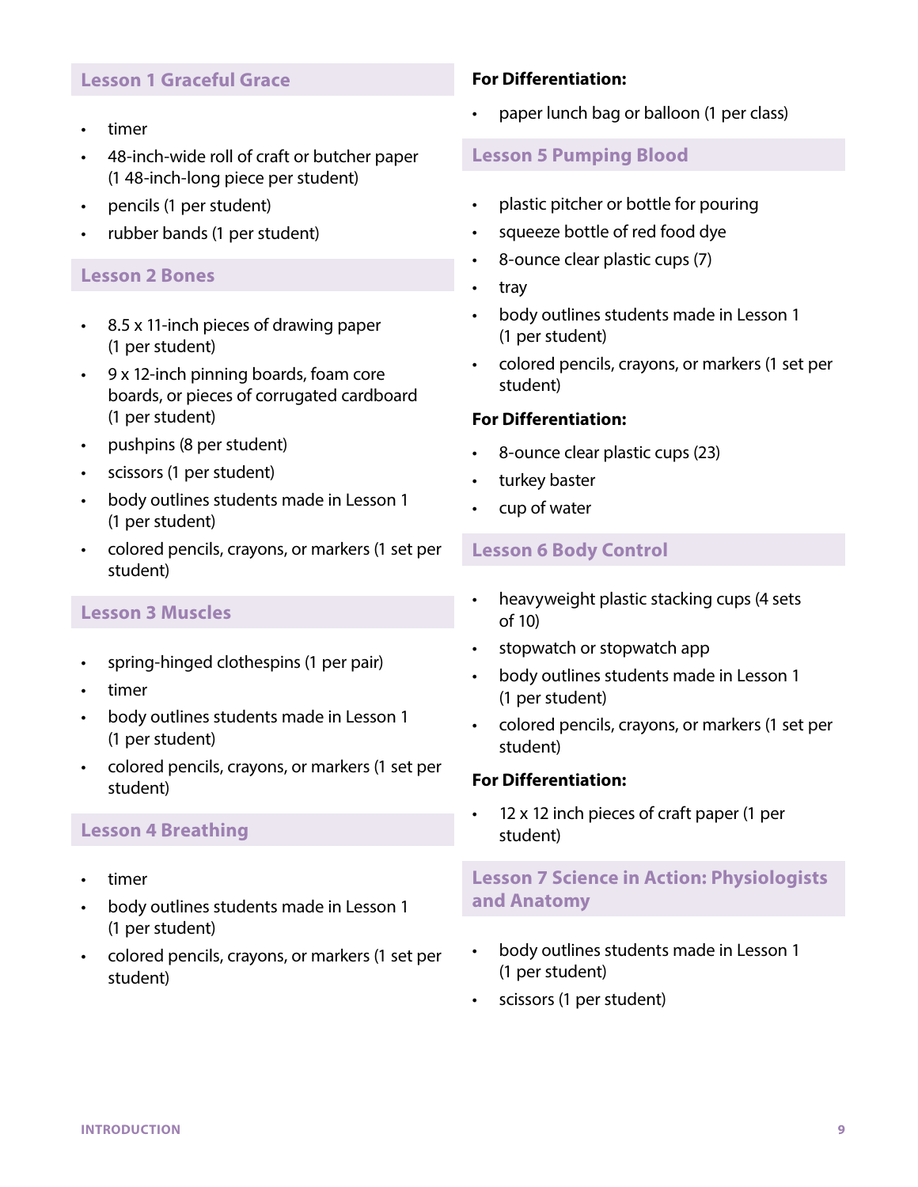## Lesson 1 Graceful Grace

- timer
- 48-inch-wide roll of craft or butcher paper (1 48-inch-long piece per student)
- pencils (1 per student)
- rubber bands (1 per student)

## Lesson 2 Bones

- 8.5 x 11-inch pieces of drawing paper (1 per student)
- 9 x 12-inch pinning boards, foam core boards, or pieces of corrugated cardboard (1 per student)
- pushpins (8 per student)
- scissors (1 per student)
- body outlines students made in Lesson 1 (1 per student)
- colored pencils, crayons, or markers (1 set per student)

## Lesson 3 Muscles

- spring-hinged clothespins (1 per pair)
- timer
- body outlines students made in Lesson 1 (1 per student)
- colored pencils, crayons, or markers (1 set per student)

## Lesson 4 Breathing

- timer
- body outlines students made in Lesson 1 (1 per student)
- colored pencils, crayons, or markers (1 set per student)

**For Differentiation:**

- paper lunch bag or balloon (1 per class)

## Lesson 5 Pumping Blood

- plastic pitcher or bottle for pouring
- squeeze bottle of red food dye
- 8-ounce clear plastic cups (7)
- tray
- body outlines students made in Lesson 1 (1 per student)
- colored pencils, crayons, or markers (1 set per student)

**For Differentiation:**

- 8-ounce clear plastic cups (23)
- turkey baster
- cup of water

## Lesson 6 Body Control

- heavyweight plastic stacking cups (4 sets of 10)
- stopwatch or stopwatch app
- body outlines students made in Lesson 1 (1 per student)
- colored pencils, crayons, or markers (1 set per student)

**For Differentiation:**

- 12 x 12 inch pieces of craft paper (1 per student)

## Lesson 7 Science in Action: Physiologists and Anatomy

- body outlines students made in Lesson 1 (1 per student)
- scissors (1 per student)